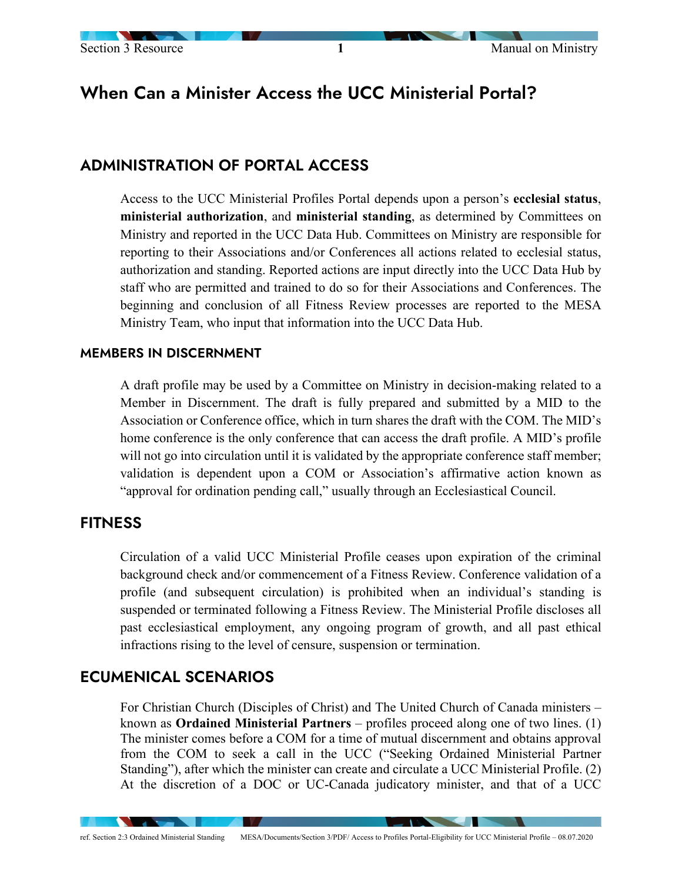# When Can a Minister Access the UCC Ministerial Portal?

## ADMINISTRATION OF PORTAL ACCESS

Access to the UCC Ministerial Profiles Portal depends upon a person's **ecclesial status**, **ministerial authorization**, and **ministerial standing**, as determined by Committees on Ministry and reported in the UCC Data Hub. Committees on Ministry are responsible for reporting to their Associations and/or Conferences all actions related to ecclesial status, authorization and standing. Reported actions are input directly into the UCC Data Hub by staff who are permitted and trained to do so for their Associations and Conferences. The beginning and conclusion of all Fitness Review processes are reported to the MESA Ministry Team, who input that information into the UCC Data Hub.

### MEMBERS IN DISCERNMENT

A draft profile may be used by a Committee on Ministry in decision-making related to a Member in Discernment. The draft is fully prepared and submitted by a MID to the Association or Conference office, which in turn shares the draft with the COM. The MID's home conference is the only conference that can access the draft profile. A MID's profile will not go into circulation until it is validated by the appropriate conference staff member; validation is dependent upon a COM or Association's affirmative action known as "approval for ordination pending call," usually through an Ecclesiastical Council.

## FITNESS

Circulation of a valid UCC Ministerial Profile ceases upon expiration of the criminal background check and/or commencement of a Fitness Review. Conference validation of a profile (and subsequent circulation) is prohibited when an individual's standing is suspended or terminated following a Fitness Review. The Ministerial Profile discloses all past ecclesiastical employment, any ongoing program of growth, and all past ethical infractions rising to the level of censure, suspension or termination.

## ECUMENICAL SCENARIOS

For Christian Church (Disciples of Christ) and The United Church of Canada ministers – known as **Ordained Ministerial Partners** – profiles proceed along one of two lines. (1) The minister comes before a COM for a time of mutual discernment and obtains approval from the COM to seek a call in the UCC ("Seeking Ordained Ministerial Partner Standing"), after which the minister can create and circulate a UCC Ministerial Profile. (2) At the discretion of a DOC or UC-Canada judicatory minister, and that of a UCC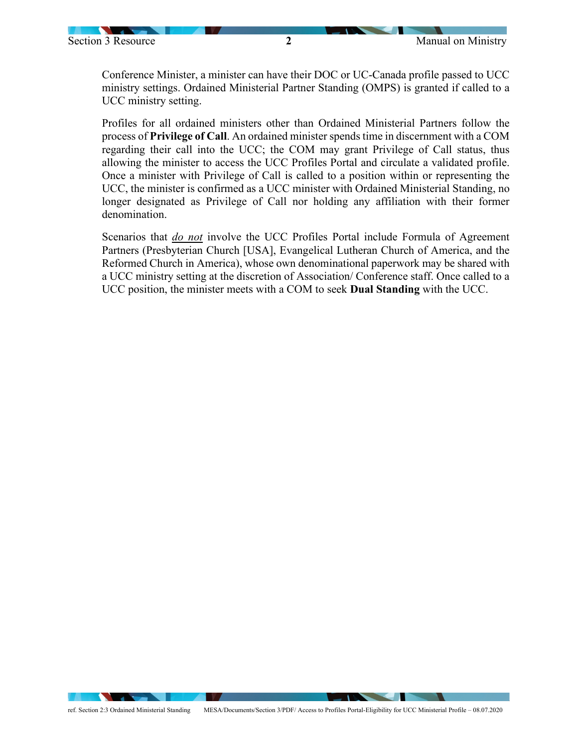Conference Minister, a minister can have their DOC or UC-Canada profile passed to UCC ministry settings. Ordained Ministerial Partner Standing (OMPS) is granted if called to a UCC ministry setting.

Profiles for all ordained ministers other than Ordained Ministerial Partners follow the process of **Privilege of Call**. An ordained minister spends time in discernment with a COM regarding their call into the UCC; the COM may grant Privilege of Call status, thus allowing the minister to access the UCC Profiles Portal and circulate a validated profile. Once a minister with Privilege of Call is called to a position within or representing the UCC, the minister is confirmed as a UCC minister with Ordained Ministerial Standing, no longer designated as Privilege of Call nor holding any affiliation with their former denomination.

Scenarios that <u>*do not*</u> involve the UCC Profiles Portal include Formula of Agreement Partners (Presbyterian Church [USA], Evangelical Lutheran Church of America, and the Reformed Church in America), whose own denominational paperwork may be shared with a UCC ministry setting at the discretion of Association/ Conference staff. Once called to a UCC position, the minister meets with a COM to seek **Dual Standing** with the UCC.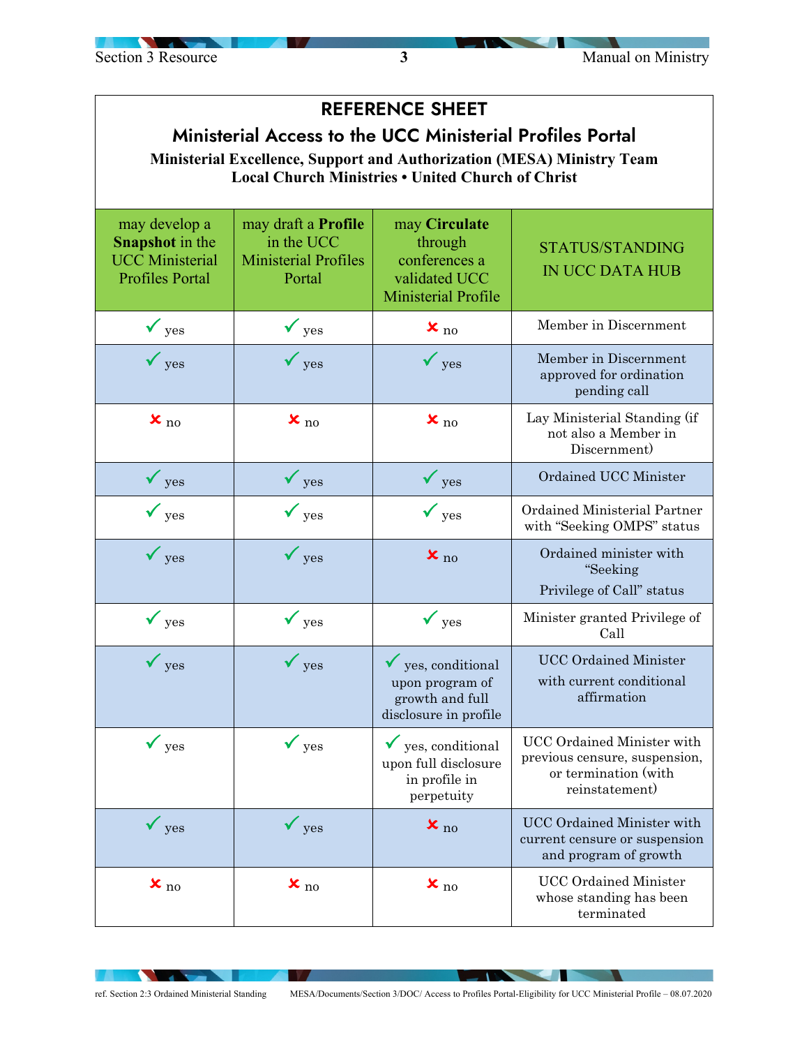# REFERENCE SHEET

## Ministerial Access to the UCC Ministerial Profiles Portal

**Ministerial Excellence, Support and Authorization (MESA) Ministry Team**
**Local Church Ministries • United Church of Christ**

| may develop a **Snapshot** in the UCC Ministerial Profiles Portal | may draft a **Profile** in the UCC Ministerial Profiles Portal | may **Circulate** through conferences a validated UCC Ministerial Profile | STATUS/STANDING IN UCC DATA HUB |
|---|---|---|---|
| ✓ yes | ✓ yes | ✗ no | Member in Discernment |
| ✓ yes | ✓ yes | ✓ yes | Member in Discernment approved for ordination pending call |
| ✗ no | ✗ no | ✗ no | Lay Ministerial Standing (if not also a Member in Discernment) |
| ✓ yes | ✓ yes | ✓ yes | Ordained UCC Minister |
| ✓ yes | ✓ yes | ✓ yes | Ordained Ministerial Partner with "Seeking OMPS" status |
| ✓ yes | ✓ yes | ✗ no | Ordained minister with "Seeking Privilege of Call" status |
| ✓ yes | ✓ yes | ✓ yes | Minister granted Privilege of Call |
| ✓ yes | ✓ yes | ✓ yes, conditional upon program of growth and full disclosure in profile | UCC Ordained Minister with current conditional affirmation |
| ✓ yes | ✓ yes | ✓ yes, conditional upon full disclosure in profile in perpetuity | UCC Ordained Minister with previous censure, suspension, or termination (with reinstatement) |
| ✓ yes | ✓ yes | ✗ no | UCC Ordained Minister with current censure or suspension and program of growth |
| ✗ no | ✗ no | ✗ no | UCC Ordained Minister whose standing has been terminated |

ref. Section 2:3 Ordained Ministerial Standing    MESA/Documents/Section 3/DOC/ Access to Profiles Portal-Eligibility for UCC Ministerial Profile – 08.07.2020